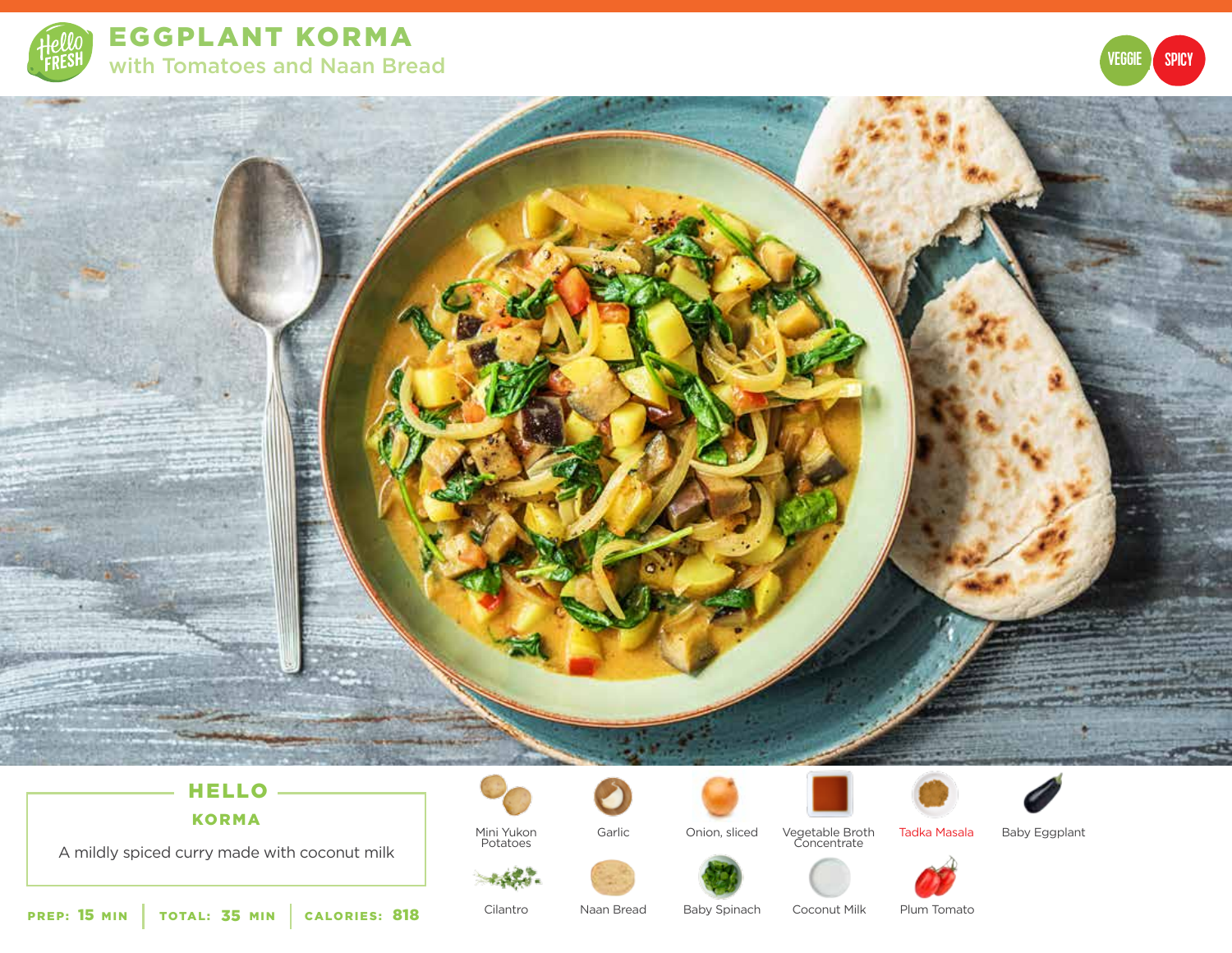# EGGPLANT KORMA

## with Tomatoes and Naan Bread

VEGGIE SPICY

### HELLO KORMA

A mildly spiced curry made with coconut milk

**PREP:** 15 MIN | **TOTAL:** 35 MIN | **CALORIES:** 818

- Mini Yukon Potatoes
- Garlic
- Onion, sliced
- Vegetable Broth Concentrate
- Tadka Masala
- Baby Eggplant
- Cilantro
- Naan Bread
- Baby Spinach
- Coconut Milk
- Plum Tomato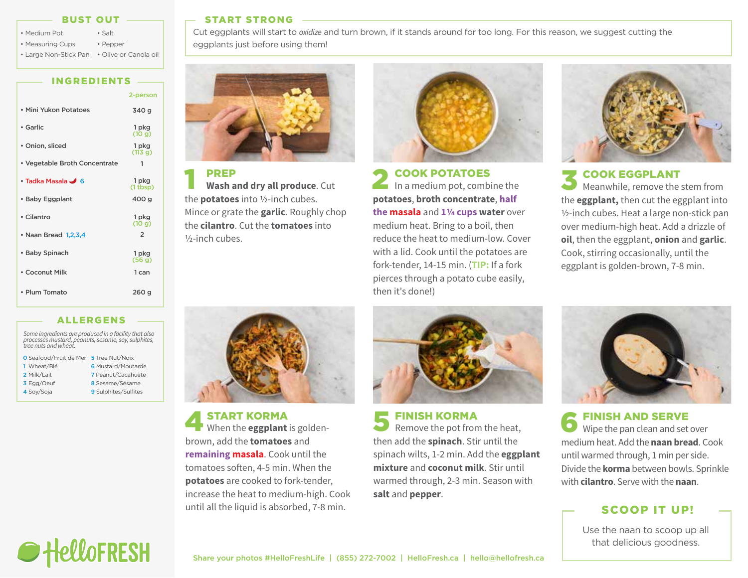## BUST OUT

- Medium Pot
- Measuring Cups
- Large Non-Stick Pan
- Salt
- Pepper
- Olive or Canola oil

## INGREDIENTS

| | 2-person |
|---|---|
| • Mini Yukon Potatoes | 340 g |
| • Garlic | 1 pkg (10 g) |
| • Onion, sliced | 1 pkg (113 g) |
| • Vegetable Broth Concentrate | 1 |
| • Tadka Masala 6 | 1 pkg (1 tbsp) |
| • Baby Eggplant | 400 g |
| • Cilantro | 1 pkg (10 g) |
| • Naan Bread 1,2,3,4 | 2 |
| • Baby Spinach | 1 pkg (56 g) |
| • Coconut Milk | 1 can |
| • Plum Tomato | 260 g |

## ALLERGENS

*Some ingredients are produced in a facility that also processes mustard, peanuts, sesame, soy, sulphites, tree nuts and wheat.*

0 Seafood/Fruit de Mer
1 Wheat/Blé
2 Milk/Lait
3 Egg/Oeuf
4 Soy/Soja
5 Tree Nut/Noix
6 Mustard/Moutarde
7 Peanut/Cacahuète
8 Sesame/Sésame
9 Sulphites/Sulfites

## START STRONG

Cut eggplants will start to *oxidize* and turn brown, if it stands around for too long. For this reason, we suggest cutting the eggplants just before using them!

## 1 PREP

**Wash and dry all produce**. Cut the **potatoes** into ½-inch cubes. Mince or grate the **garlic**. Roughly chop the **cilantro**. Cut the **tomatoes** into ½-inch cubes.

## 2 COOK POTATOES

In a medium pot, combine the **potatoes**, **broth concentrate**, **half the masala** and **1¼ cups water** over medium heat. Bring to a boil, then reduce the heat to medium-low. Cover with a lid. Cook until the potatoes are fork-tender, 14-15 min. (**TIP:** If a fork pierces through a potato cube easily, then it's done!)

## 3 COOK EGGPLANT

Meanwhile, remove the stem from the **eggplant,** then cut the eggplant into ½-inch cubes. Heat a large non-stick pan over medium-high heat. Add a drizzle of **oil**, then the eggplant, **onion** and **garlic**. Cook, stirring occasionally, until the eggplant is golden-brown, 7-8 min.

## 4 START KORMA

When the **eggplant** is golden-brown, add the **tomatoes** and **remaining masala**. Cook until the tomatoes soften, 4-5 min. When the **potatoes** are cooked to fork-tender, increase the heat to medium-high. Cook until all the liquid is absorbed, 7-8 min.

## 5 FINISH KORMA

Remove the pot from the heat, then add the **spinach**. Stir until the spinach wilts, 1-2 min. Add the **eggplant mixture** and **coconut milk**. Stir until warmed through, 2-3 min. Season with **salt** and **pepper**.

## 6 FINISH AND SERVE

Wipe the pan clean and set over medium heat. Add the **naan bread**. Cook until warmed through, 1 min per side. Divide the **korma** between bowls. Sprinkle with **cilantro**. Serve with the **naan**.

## SCOOP IT UP!

Use the naan to scoop up all that delicious goodness.

HelloFRESH

Share your photos #HelloFreshLife | (855) 272-7002 | HelloFresh.ca | hello@hellofresh.ca